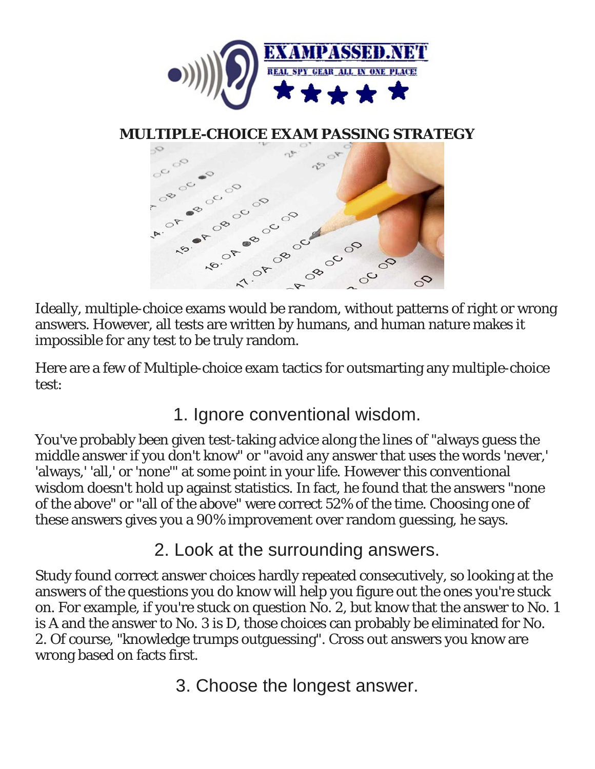EXAMPASSED.NET

REAL SPY GEAR ALL IN ONE PLACE!

# MULTIPLE-CHOICE EXAM PASSING STRATEGY

Ideally, multiple-choice exams would be random, without patterns of right or wrong answers. However, all tests are written by humans, and human nature makes it impossible for any test to be truly random.

Here are a few of Multiple-choice exam tactics for outsmarting any multiple-choice test:

## 1. Ignore conventional wisdom.

You've probably been given test-taking advice along the lines of "always guess the middle answer if you don't know" or "avoid any answer that uses the words 'never,' 'always,' 'all,' or 'none'" at some point in your life. However this conventional wisdom doesn't hold up against statistics. In fact, he found that the answers "none of the above" or "all of the above" were correct 52% of the time. Choosing one of these answers gives you a 90% improvement over random guessing, he says.

## 2. Look at the surrounding answers.

Study found correct answer choices hardly repeated consecutively, so looking at the answers of the questions you do know will help you figure out the ones you're stuck on. For example, if you're stuck on question No. 2, but know that the answer to No. 1 is A and the answer to No. 3 is D, those choices can probably be eliminated for No. 2. Of course, "knowledge trumps outguessing". Cross out answers you know are wrong based on facts first.

## 3. Choose the longest answer.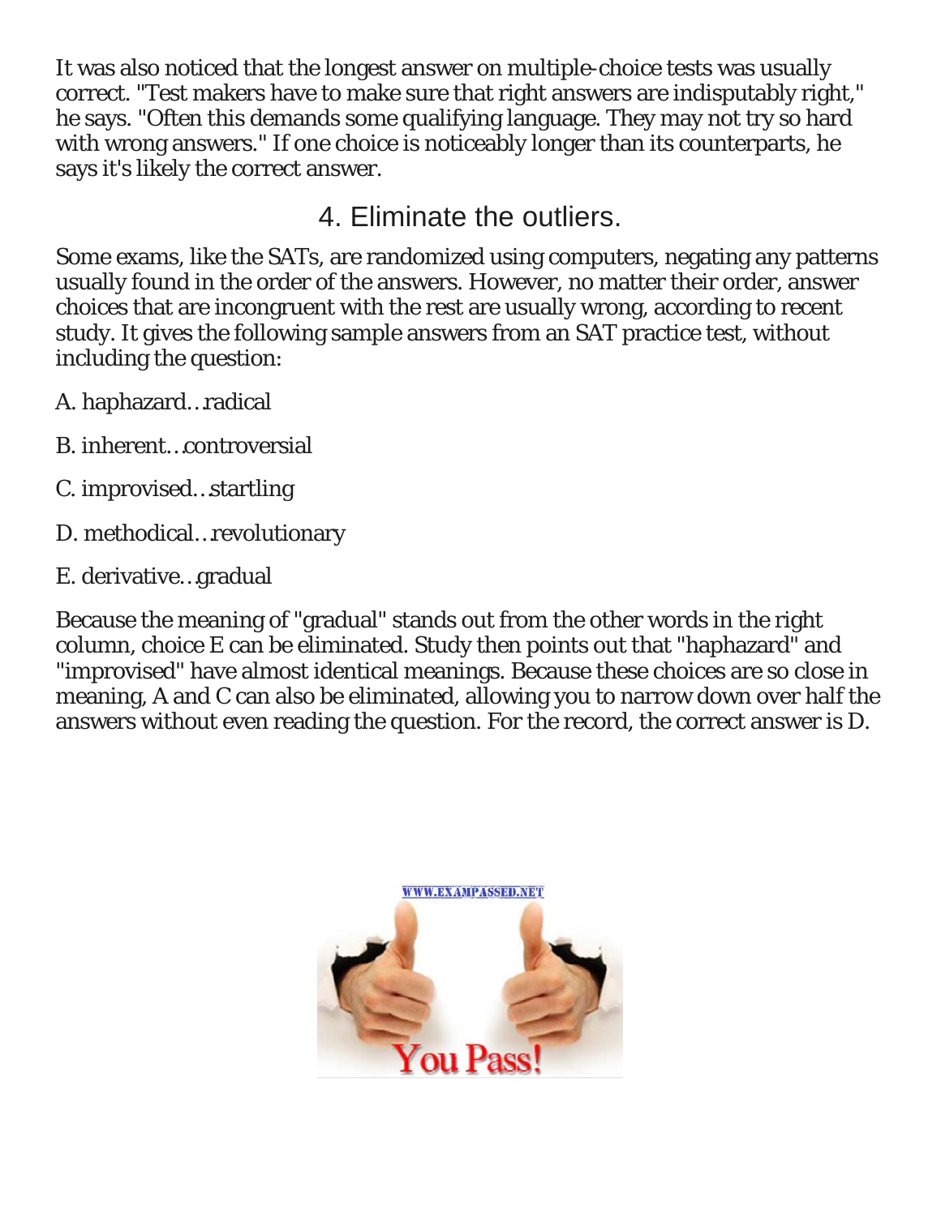It was also noticed that the longest answer on multiple-choice tests was usually correct. "Test makers have to make sure that right answers are indisputably right," he says. "Often this demands some qualifying language. They may not try so hard with wrong answers." If one choice is noticeably longer than its counterparts, he says it's likely the correct answer.

## 4. Eliminate the outliers.

Some exams, like the SATs, are randomized using computers, negating any patterns usually found in the order of the answers. However, no matter their order, answer choices that are incongruent with the rest are usually wrong, according to recent study. It gives the following sample answers from an SAT practice test, without including the question:

A. haphazard…radical

B. inherent…controversial

C. improvised…startling

D. methodical…revolutionary

E. derivative…gradual

Because the meaning of "gradual" stands out from the other words in the right column, choice E can be eliminated. Study then points out that "haphazard" and "improvised" have almost identical meanings. Because these choices are so close in meaning, A and C can also be eliminated, allowing you to narrow down over half the answers without even reading the question. For the record, the correct answer is D.